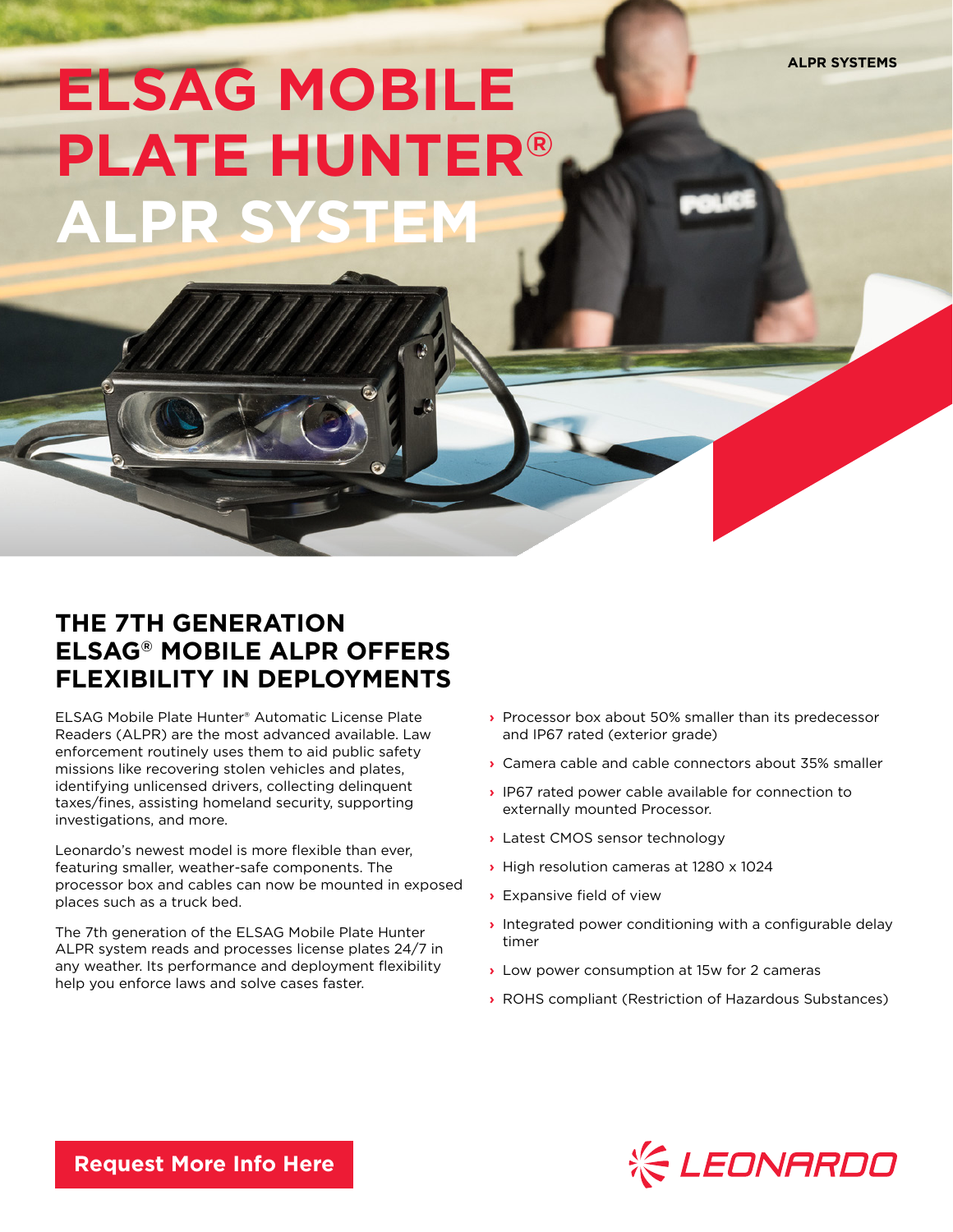ALPR SYSTEMS

# ELSAG MOBILE PLATE HUNTER® ALPR SYSTEM

## THE 7TH GENERATION ELSAG® MOBILE ALPR OFFERS FLEXIBILITY IN DEPLOYMENTS

ELSAG Mobile Plate Hunter® Automatic License Plate Readers (ALPR) are the most advanced available. Law enforcement routinely uses them to aid public safety missions like recovering stolen vehicles and plates, identifying unlicensed drivers, collecting delinquent taxes/fines, assisting homeland security, supporting investigations, and more.

Leonardo's newest model is more flexible than ever, featuring smaller, weather-safe components. The processor box and cables can now be mounted in exposed places such as a truck bed.

The 7th generation of the ELSAG Mobile Plate Hunter ALPR system reads and processes license plates 24/7 in any weather. Its performance and deployment flexibility help you enforce laws and solve cases faster.

- Processor box about 50% smaller than its predecessor and IP67 rated (exterior grade)
- Camera cable and cable connectors about 35% smaller
- IP67 rated power cable available for connection to externally mounted Processor.
- Latest CMOS sensor technology
- High resolution cameras at 1280 x 1024
- Expansive field of view
- Integrated power conditioning with a configurable delay timer
- Low power consumption at 15w for 2 cameras
- ROHS compliant (Restriction of Hazardous Substances)

Request More Info Here

LEONARDO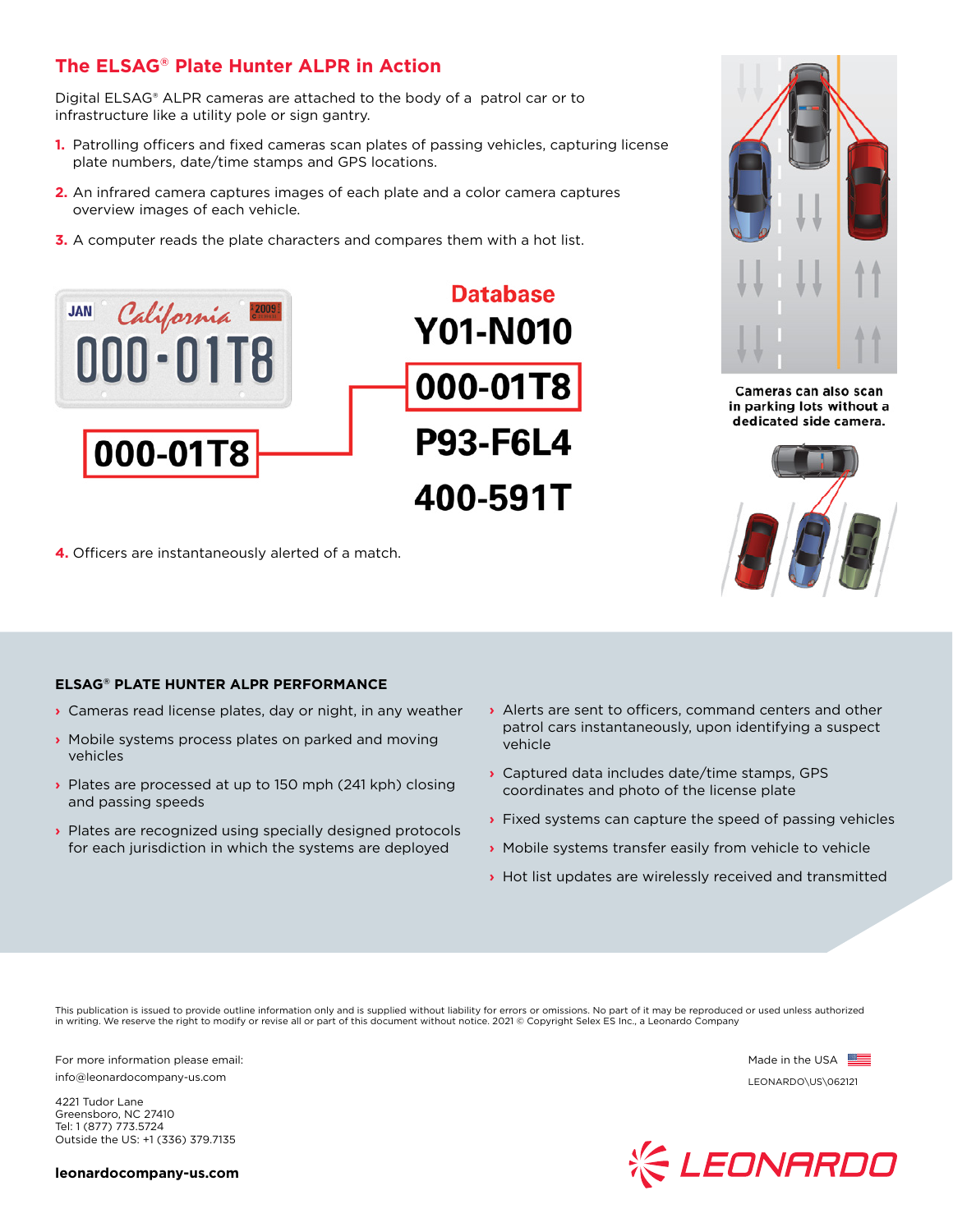## The ELSAG® Plate Hunter ALPR in Action

Digital ELSAG® ALPR cameras are attached to the body of a patrol car or to infrastructure like a utility pole or sign gantry.

1. Patrolling officers and fixed cameras scan plates of passing vehicles, capturing license plate numbers, date/time stamps and GPS locations.
2. An infrared camera captures images of each plate and a color camera captures overview images of each vehicle.
3. A computer reads the plate characters and compares them with a hot list.

JAN California 2009
000-01T8

000-01T8

Database
Y01-N010
000-01T8
P93-F6L4
400-591T

4. Officers are instantaneously alerted of a match.

Cameras can also scan in parking lots without a dedicated side camera.

### ELSAG® PLATE HUNTER ALPR PERFORMANCE

- Cameras read license plates, day or night, in any weather
- Mobile systems process plates on parked and moving vehicles
- Plates are processed at up to 150 mph (241 kph) closing and passing speeds
- Plates are recognized using specially designed protocols for each jurisdiction in which the systems are deployed
- Alerts are sent to officers, command centers and other patrol cars instantaneously, upon identifying a suspect vehicle
- Captured data includes date/time stamps, GPS coordinates and photo of the license plate
- Fixed systems can capture the speed of passing vehicles
- Mobile systems transfer easily from vehicle to vehicle
- Hot list updates are wirelessly received and transmitted

This publication is issued to provide outline information only and is supplied without liability for errors or omissions. No part of it may be reproduced or used unless authorized in writing. We reserve the right to modify or revise all or part of this document without notice. 2021 © Copyright Selex ES Inc., a Leonardo Company

For more information please email:
info@leonardocompany-us.com

4221 Tudor Lane
Greensboro, NC 27410
Tel: 1 (877) 773.5724
Outside the US: +1 (336) 379.7135

**leonardocompany-us.com**

Made in the USA

LEONARDO\US\062121

LEONARDO